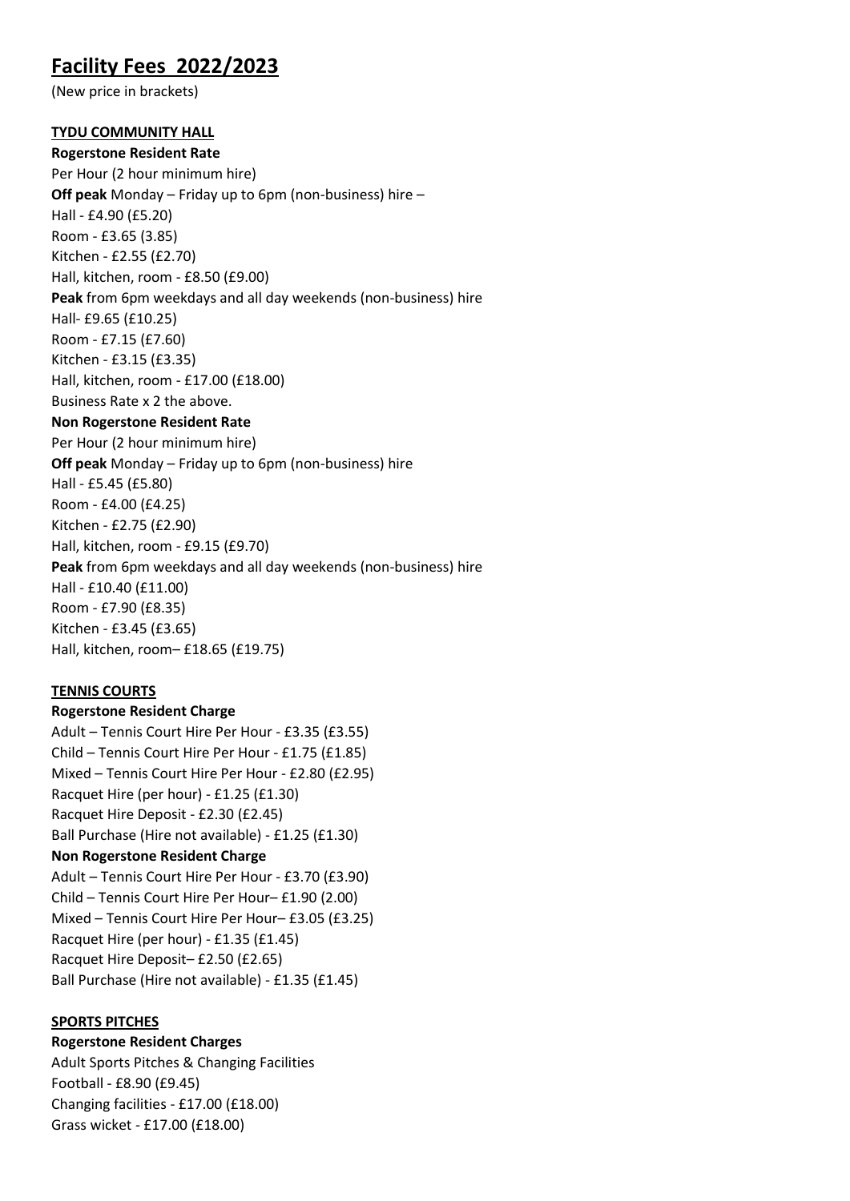# Facility Fees 2022/2023

(New price in brackets)

**TYDU COMMUNITY HALL**

**Rogerstone Resident Rate**

Per Hour (2 hour minimum hire)

**Off peak** Monday – Friday up to 6pm (non-business) hire –

Hall - £4.90 (£5.20)

Room - £3.65 (3.85)

Kitchen - £2.55 (£2.70)

Hall, kitchen, room - £8.50 (£9.00)

**Peak** from 6pm weekdays and all day weekends (non-business) hire

Hall- £9.65 (£10.25)

Room - £7.15 (£7.60)

Kitchen - £3.15 (£3.35)

Hall, kitchen, room - £17.00 (£18.00)

Business Rate x 2 the above.

**Non Rogerstone Resident Rate**

Per Hour (2 hour minimum hire)

**Off peak** Monday – Friday up to 6pm (non-business) hire

Hall - £5.45 (£5.80)

Room - £4.00 (£4.25)

Kitchen - £2.75 (£2.90)

Hall, kitchen, room - £9.15 (£9.70)

**Peak** from 6pm weekdays and all day weekends (non-business) hire

Hall - £10.40 (£11.00)

Room - £7.90 (£8.35)

Kitchen - £3.45 (£3.65)

Hall, kitchen, room– £18.65 (£19.75)

**TENNIS COURTS**

**Rogerstone Resident Charge**

Adult – Tennis Court Hire Per Hour - £3.35 (£3.55)

Child – Tennis Court Hire Per Hour - £1.75 (£1.85)

Mixed – Tennis Court Hire Per Hour - £2.80 (£2.95)

Racquet Hire (per hour) - £1.25 (£1.30)

Racquet Hire Deposit - £2.30 (£2.45)

Ball Purchase (Hire not available) - £1.25 (£1.30)

**Non Rogerstone Resident Charge**

Adult – Tennis Court Hire Per Hour - £3.70 (£3.90)

Child – Tennis Court Hire Per Hour– £1.90 (2.00)

Mixed – Tennis Court Hire Per Hour– £3.05 (£3.25)

Racquet Hire (per hour) - £1.35 (£1.45)

Racquet Hire Deposit– £2.50 (£2.65)

Ball Purchase (Hire not available) - £1.35 (£1.45)

**SPORTS PITCHES**

**Rogerstone Resident Charges**

Adult Sports Pitches & Changing Facilities

Football - £8.90 (£9.45)

Changing facilities - £17.00 (£18.00)

Grass wicket - £17.00 (£18.00)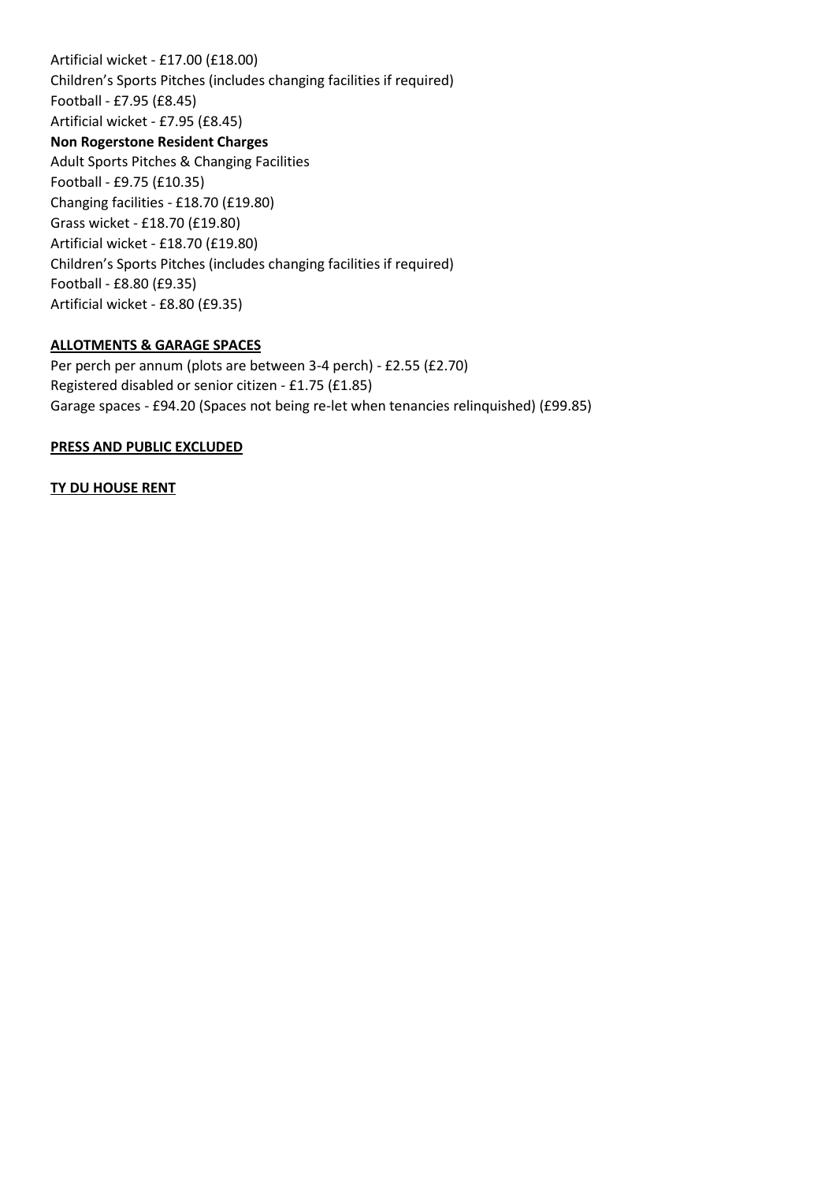Artificial wicket - £17.00 (£18.00)
Children's Sports Pitches (includes changing facilities if required)
Football - £7.95 (£8.45)
Artificial wicket - £7.95 (£8.45)

**Non Rogerstone Resident Charges**

Adult Sports Pitches & Changing Facilities
Football - £9.75 (£10.35)
Changing facilities - £18.70 (£19.80)
Grass wicket - £18.70 (£19.80)
Artificial wicket - £18.70 (£19.80)
Children's Sports Pitches (includes changing facilities if required)
Football - £8.80 (£9.35)
Artificial wicket - £8.80 (£9.35)

**ALLOTMENTS & GARAGE SPACES**

Per perch per annum (plots are between 3-4 perch) - £2.55 (£2.70)
Registered disabled or senior citizen - £1.75 (£1.85)
Garage spaces - £94.20 (Spaces not being re-let when tenancies relinquished) (£99.85)

**PRESS AND PUBLIC EXCLUDED**

**TY DU HOUSE RENT**